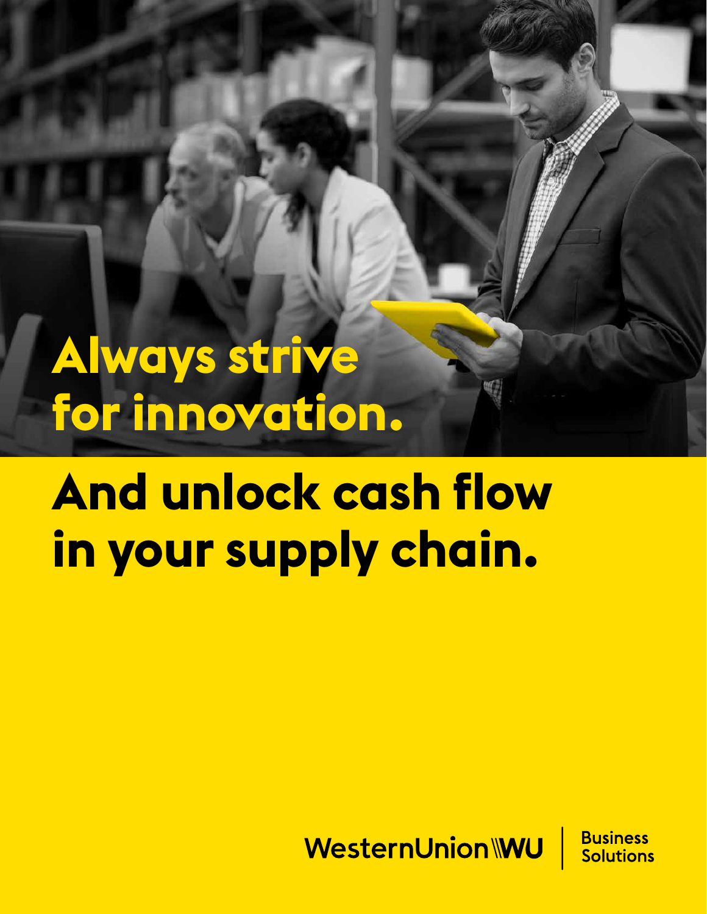# Always strive for innovation.

# And unlock cash flow in your supply chain.

WesternUnion WU | Business Solutions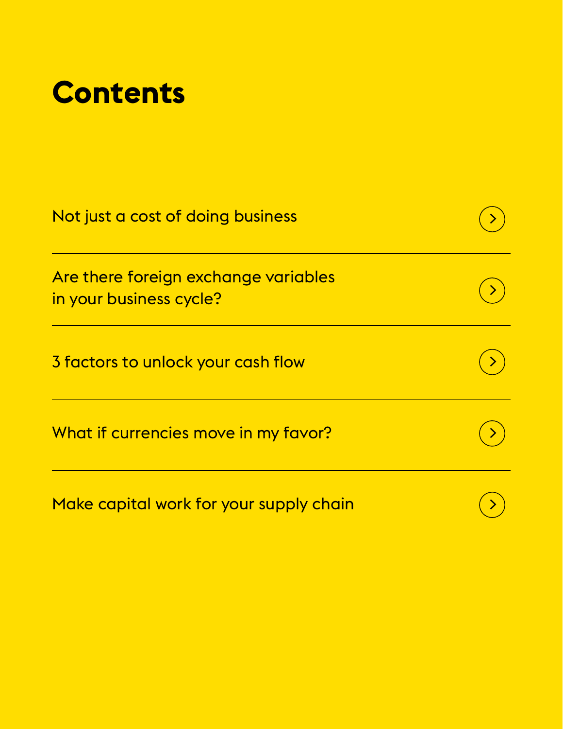# Contents

- Not just a cost of doing business
- Are there foreign exchange variables in your business cycle?
- 3 factors to unlock your cash flow
- What if currencies move in my favor?
- Make capital work for your supply chain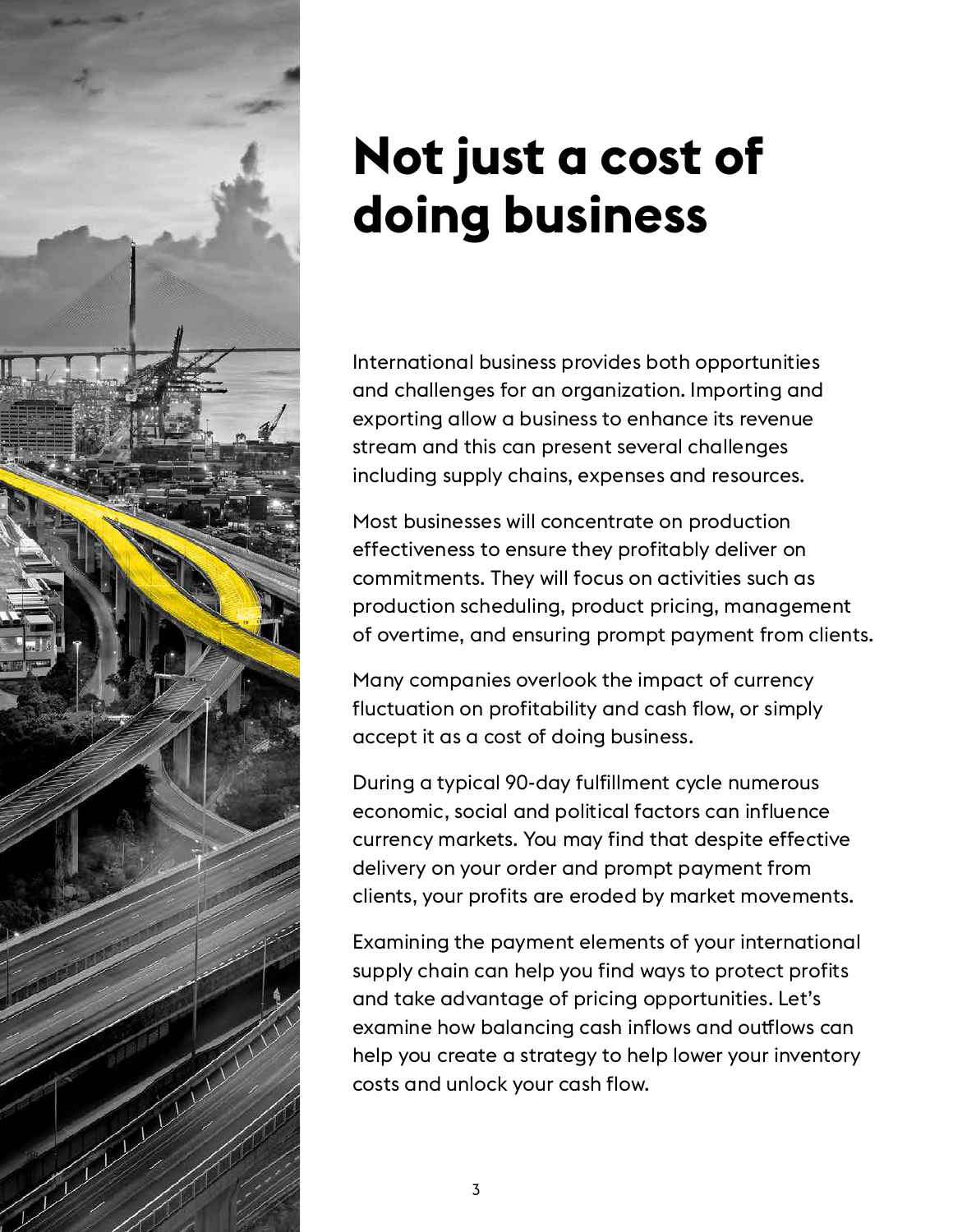# Not just a cost of doing business

International business provides both opportunities and challenges for an organization. Importing and exporting allow a business to enhance its revenue stream and this can present several challenges including supply chains, expenses and resources.

Most businesses will concentrate on production effectiveness to ensure they profitably deliver on commitments. They will focus on activities such as production scheduling, product pricing, management of overtime, and ensuring prompt payment from clients.

Many companies overlook the impact of currency fluctuation on profitability and cash flow, or simply accept it as a cost of doing business.

During a typical 90-day fulfillment cycle numerous economic, social and political factors can influence currency markets. You may find that despite effective delivery on your order and prompt payment from clients, your profits are eroded by market movements.

Examining the payment elements of your international supply chain can help you find ways to protect profits and take advantage of pricing opportunities. Let's examine how balancing cash inflows and outflows can help you create a strategy to help lower your inventory costs and unlock your cash flow.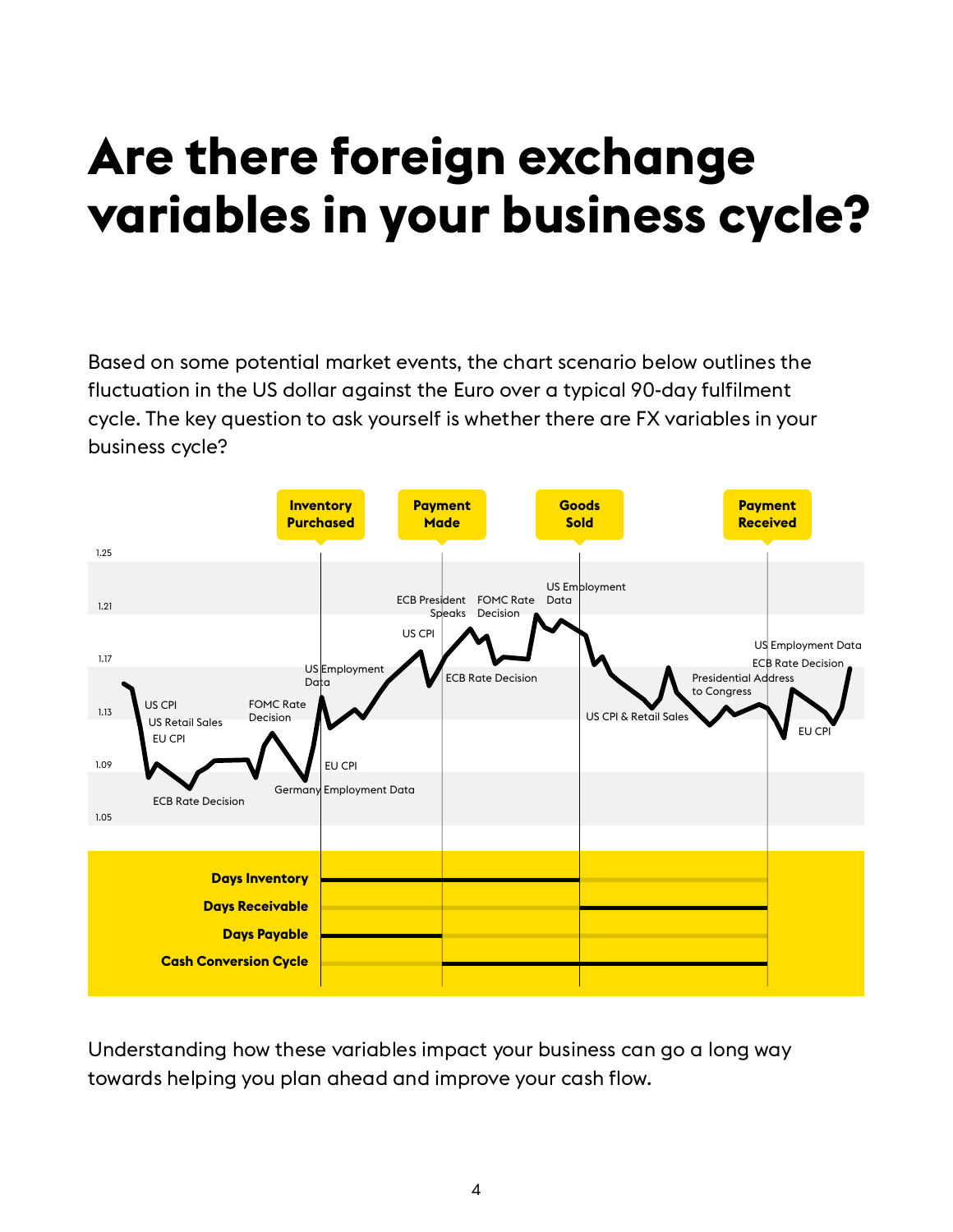# Are there foreign exchange variables in your business cycle?

Based on some potential market events, the chart scenario below outlines the fluctuation in the US dollar against the Euro over a typical 90-day fulfilment cycle. The key question to ask yourself is whether there are FX variables in your business cycle?

**Inventory Purchased** | **Payment Made** | **Goods Sold** | **Payment Received**

1.25
1.21
1.17
1.13
1.09
1.05

US CPI
US Retail Sales
EU CPI
ECB Rate Decision
FOMC Rate Decision
Germany Employment Data
US Employment Data
EU CPI
US CPI
ECB President Speaks
ECB Rate Decision
FOMC Rate Decision
US Employment Data
US CPI & Retail Sales
Presidential Address to Congress
US Employment Data
ECB Rate Decision
EU CPI

**Days Inventory**
**Days Receivable**
**Days Payable**
**Cash Conversion Cycle**

Understanding how these variables impact your business can go a long way towards helping you plan ahead and improve your cash flow.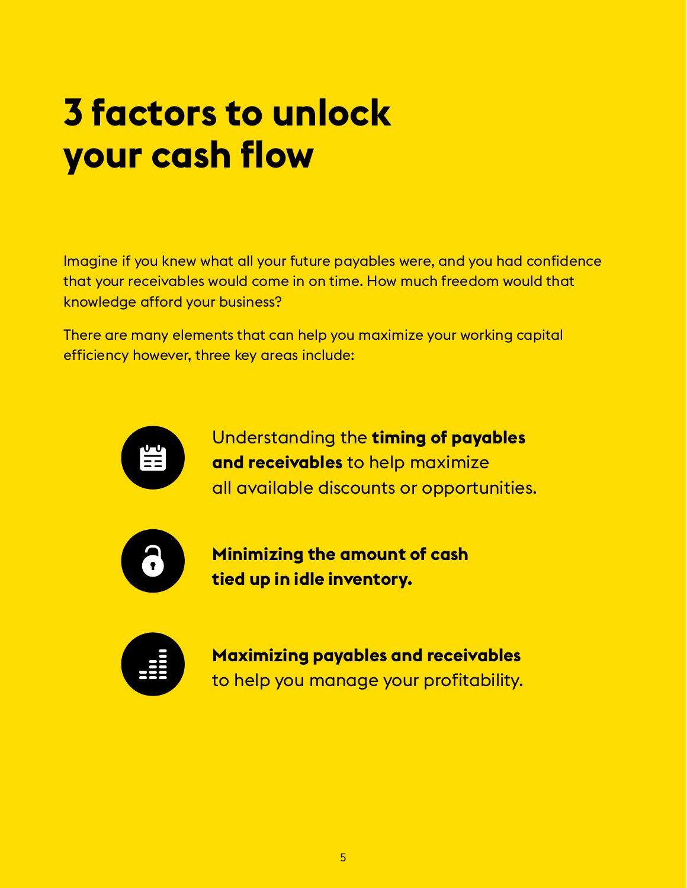# 3 factors to unlock your cash flow

Imagine if you knew what all your future payables were, and you had confidence that your receivables would come in on time. How much freedom would that knowledge afford your business?

There are many elements that can help you maximize your working capital efficiency however, three key areas include:

- Understanding the **timing of payables and receivables** to help maximize all available discounts or opportunities.
- **Minimizing the amount of cash tied up in idle inventory.**
- **Maximizing payables and receivables** to help you manage your profitability.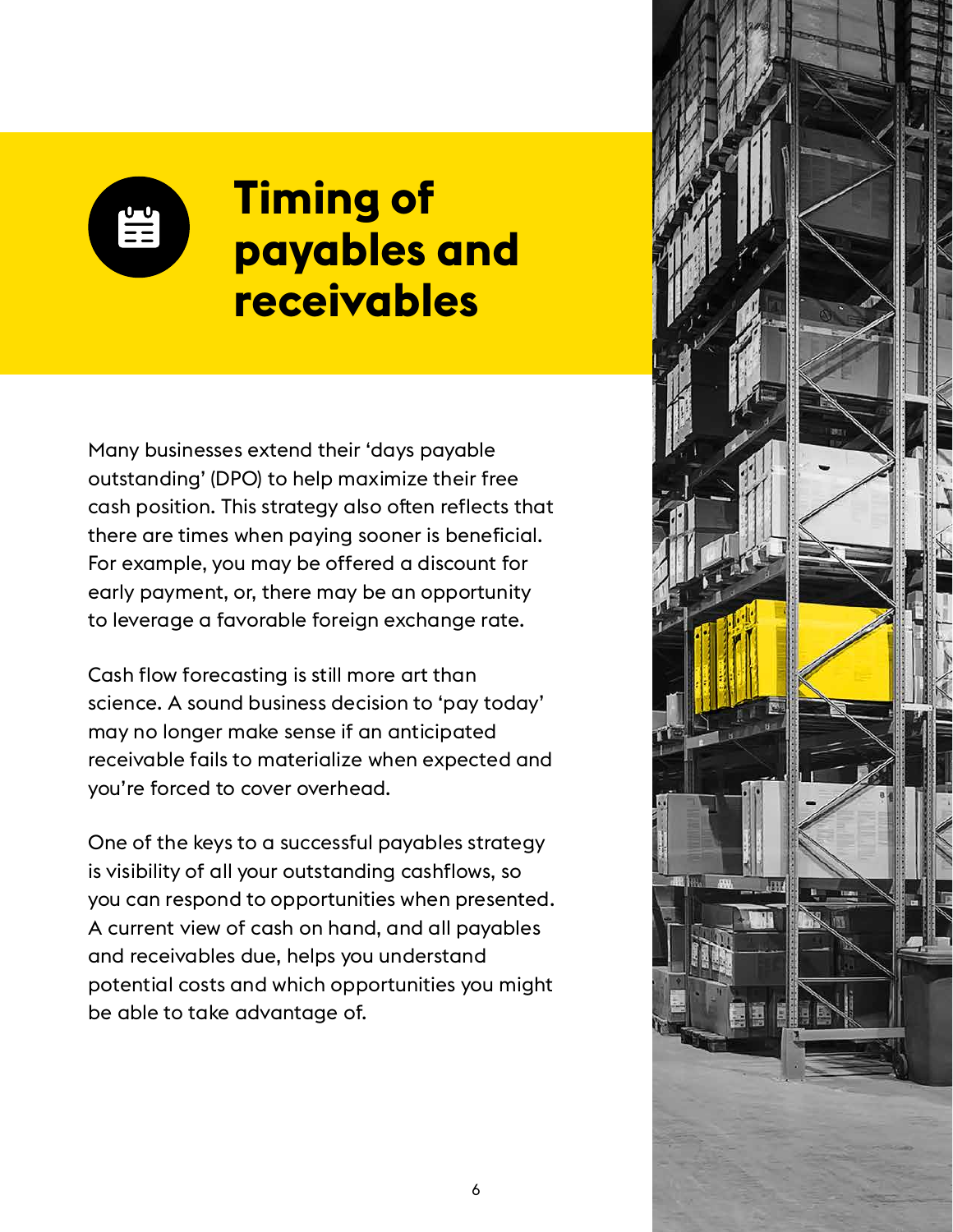# Timing of payables and receivables

Many businesses extend their 'days payable outstanding' (DPO) to help maximize their free cash position. This strategy also often reflects that there are times when paying sooner is beneficial. For example, you may be offered a discount for early payment, or, there may be an opportunity to leverage a favorable foreign exchange rate.

Cash flow forecasting is still more art than science. A sound business decision to 'pay today' may no longer make sense if an anticipated receivable fails to materialize when expected and you're forced to cover overhead.

One of the keys to a successful payables strategy is visibility of all your outstanding cashflows, so you can respond to opportunities when presented. A current view of cash on hand, and all payables and receivables due, helps you understand potential costs and which opportunities you might be able to take advantage of.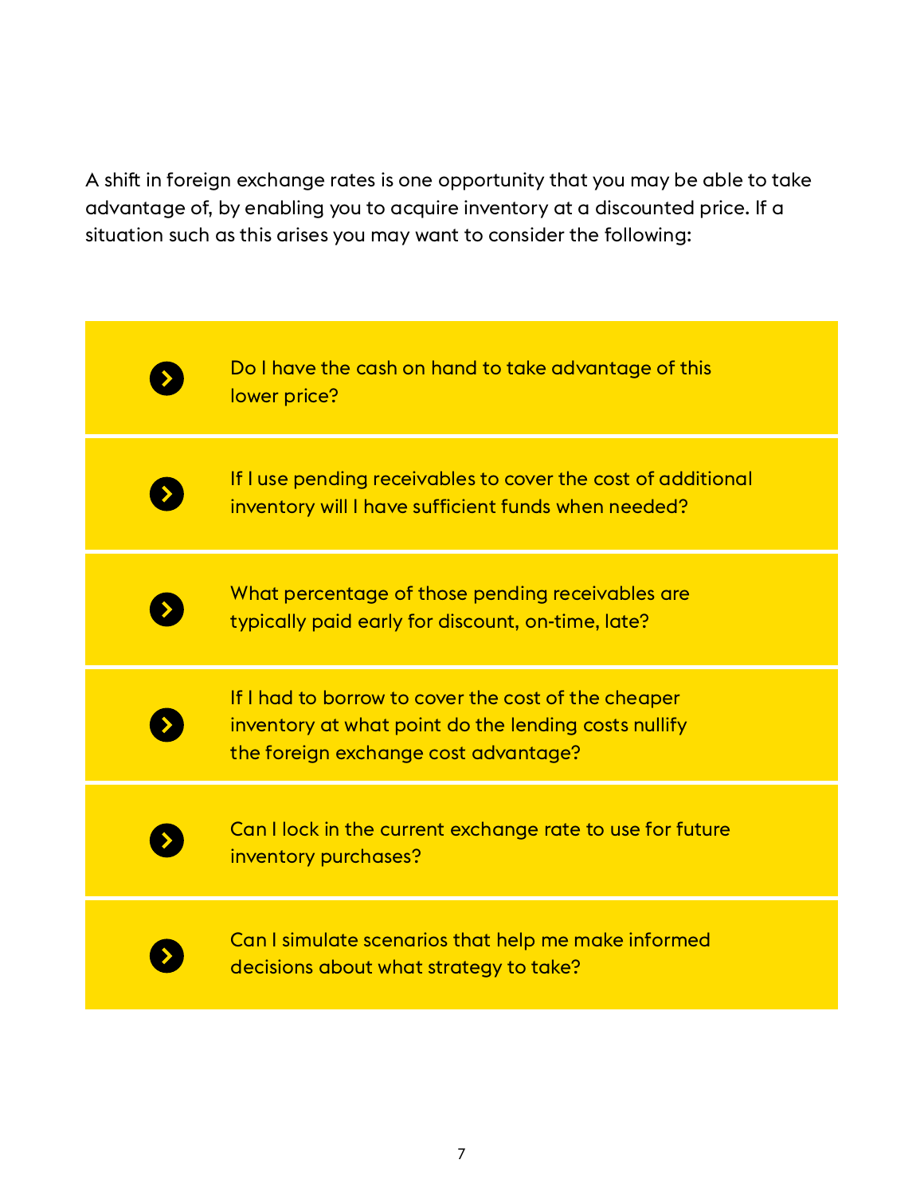A shift in foreign exchange rates is one opportunity that you may be able to take advantage of, by enabling you to acquire inventory at a discounted price. If a situation such as this arises you may want to consider the following:

- Do I have the cash on hand to take advantage of this lower price?
- If I use pending receivables to cover the cost of additional inventory will I have sufficient funds when needed?
- What percentage of those pending receivables are typically paid early for discount, on-time, late?
- If I had to borrow to cover the cost of the cheaper inventory at what point do the lending costs nullify the foreign exchange cost advantage?
- Can I lock in the current exchange rate to use for future inventory purchases?
- Can I simulate scenarios that help me make informed decisions about what strategy to take?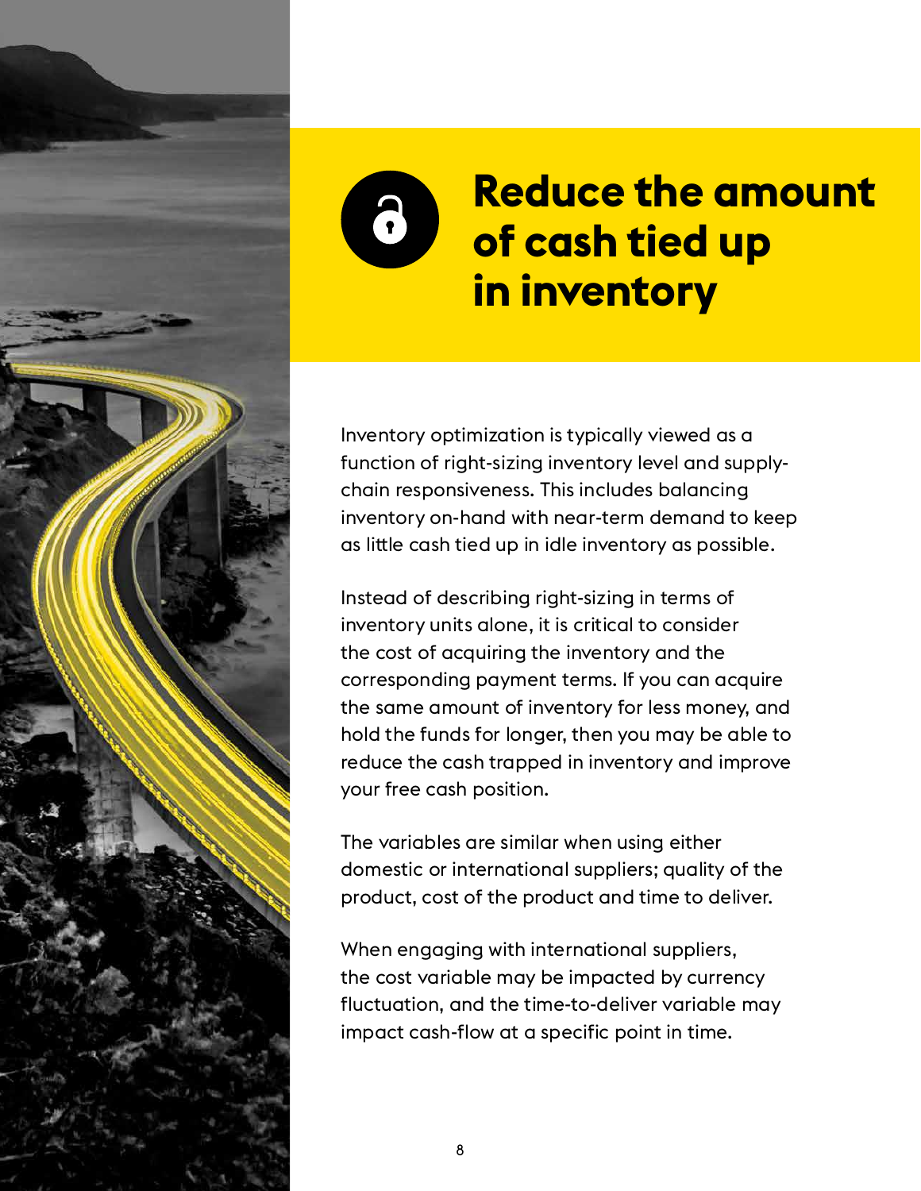# Reduce the amount of cash tied up in inventory

Inventory optimization is typically viewed as a function of right-sizing inventory level and supply-chain responsiveness. This includes balancing inventory on-hand with near-term demand to keep as little cash tied up in idle inventory as possible.

Instead of describing right-sizing in terms of inventory units alone, it is critical to consider the cost of acquiring the inventory and the corresponding payment terms. If you can acquire the same amount of inventory for less money, and hold the funds for longer, then you may be able to reduce the cash trapped in inventory and improve your free cash position.

The variables are similar when using either domestic or international suppliers; quality of the product, cost of the product and time to deliver.

When engaging with international suppliers, the cost variable may be impacted by currency fluctuation, and the time-to-deliver variable may impact cash-flow at a specific point in time.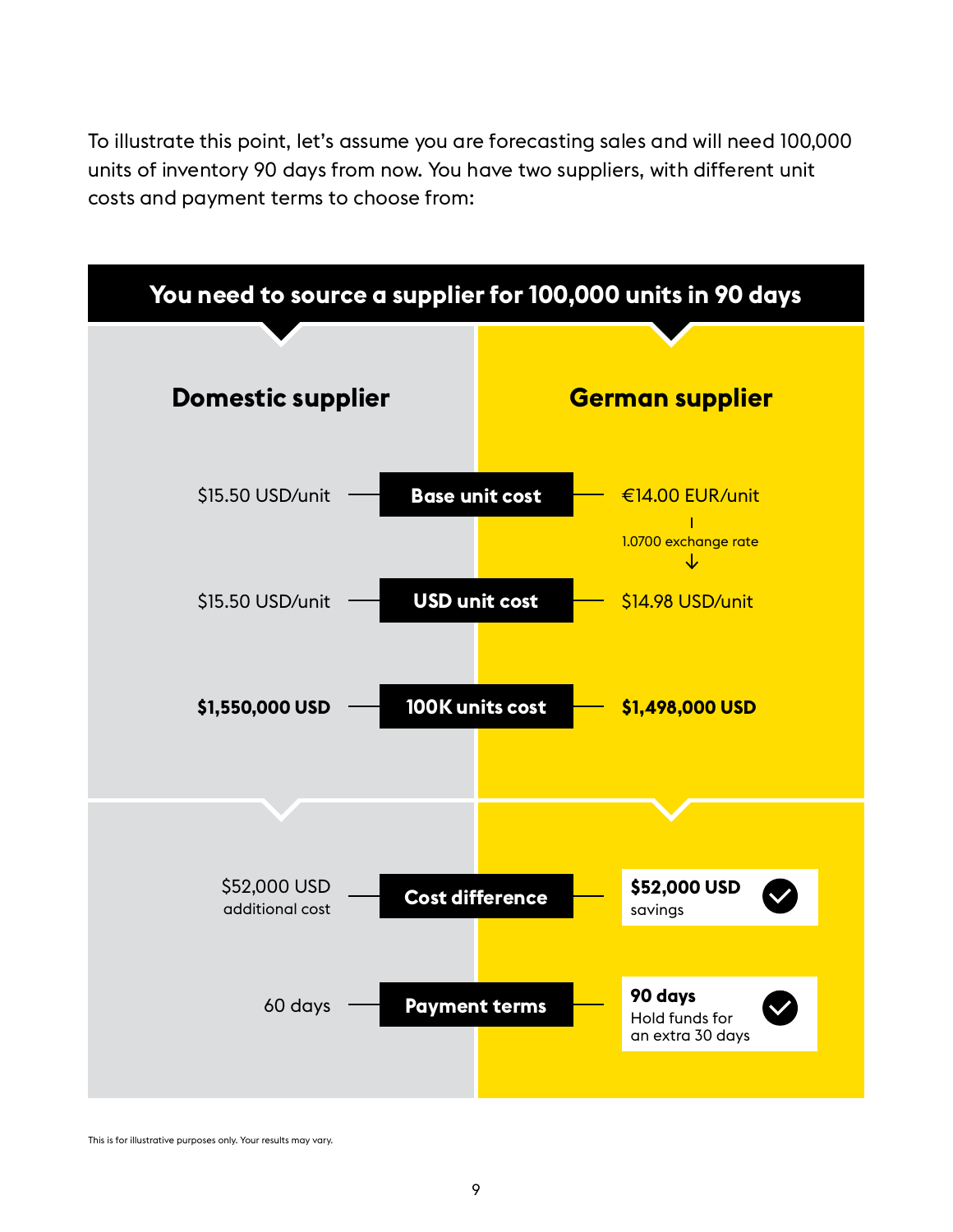To illustrate this point, let's assume you are forecasting sales and will need 100,000 units of inventory 90 days from now. You have two suppliers, with different unit costs and payment terms to choose from:

## You need to source a supplier for 100,000 units in 90 days

| Domestic supplier | | German supplier |
|---|---|---|
| $15.50 USD/unit | **Base unit cost** | €14.00 EUR/unit |
| | | 1.0700 exchange rate ↓ |
| $15.50 USD/unit | **USD unit cost** | $14.98 USD/unit |
| **$1,550,000 USD** | **100K units cost** | **$1,498,000 USD** |
| $52,000 USD additional cost | **Cost difference** | **$52,000 USD** savings ✓ |
| 60 days | **Payment terms** | **90 days** Hold funds for an extra 30 days ✓ |

This is for illustrative purposes only. Your results may vary.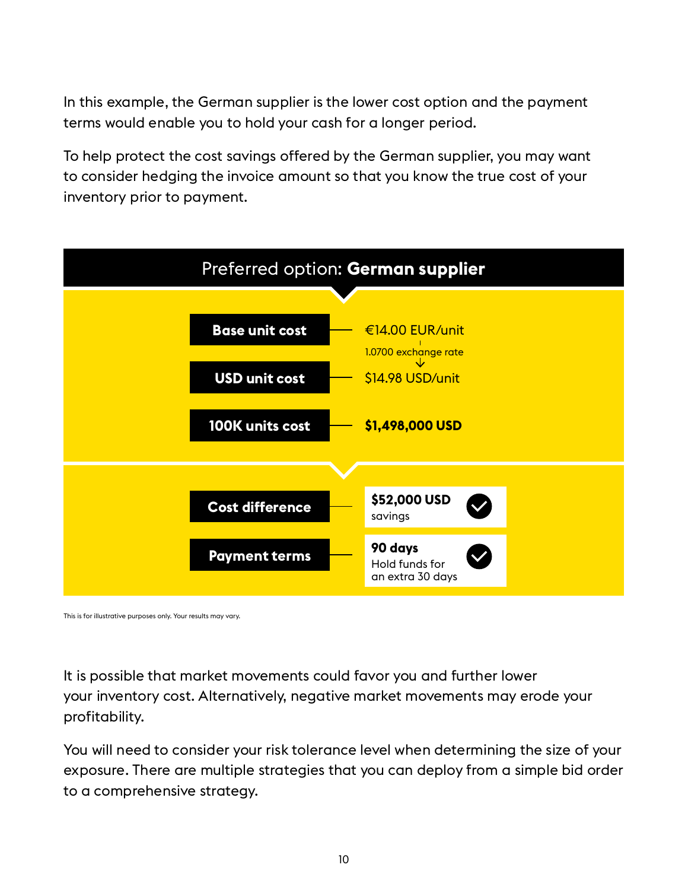In this example, the German supplier is the lower cost option and the payment terms would enable you to hold your cash for a longer period.

To help protect the cost savings offered by the German supplier, you may want to consider hedging the invoice amount so that you know the true cost of your inventory prior to payment.

## Preferred option: **German supplier**

| | |
|---|---|
| **Base unit cost** | €14.00 EUR/unit (1.0700 exchange rate) |
| **USD unit cost** | $14.98 USD/unit |
| **100K units cost** | **$1,498,000 USD** |
| **Cost difference** | **$52,000 USD** savings |
| **Payment terms** | **90 days** Hold funds for an extra 30 days |

This is for illustrative purposes only. Your results may vary.

It is possible that market movements could favor you and further lower your inventory cost. Alternatively, negative market movements may erode your profitability.

You will need to consider your risk tolerance level when determining the size of your exposure. There are multiple strategies that you can deploy from a simple bid order to a comprehensive strategy.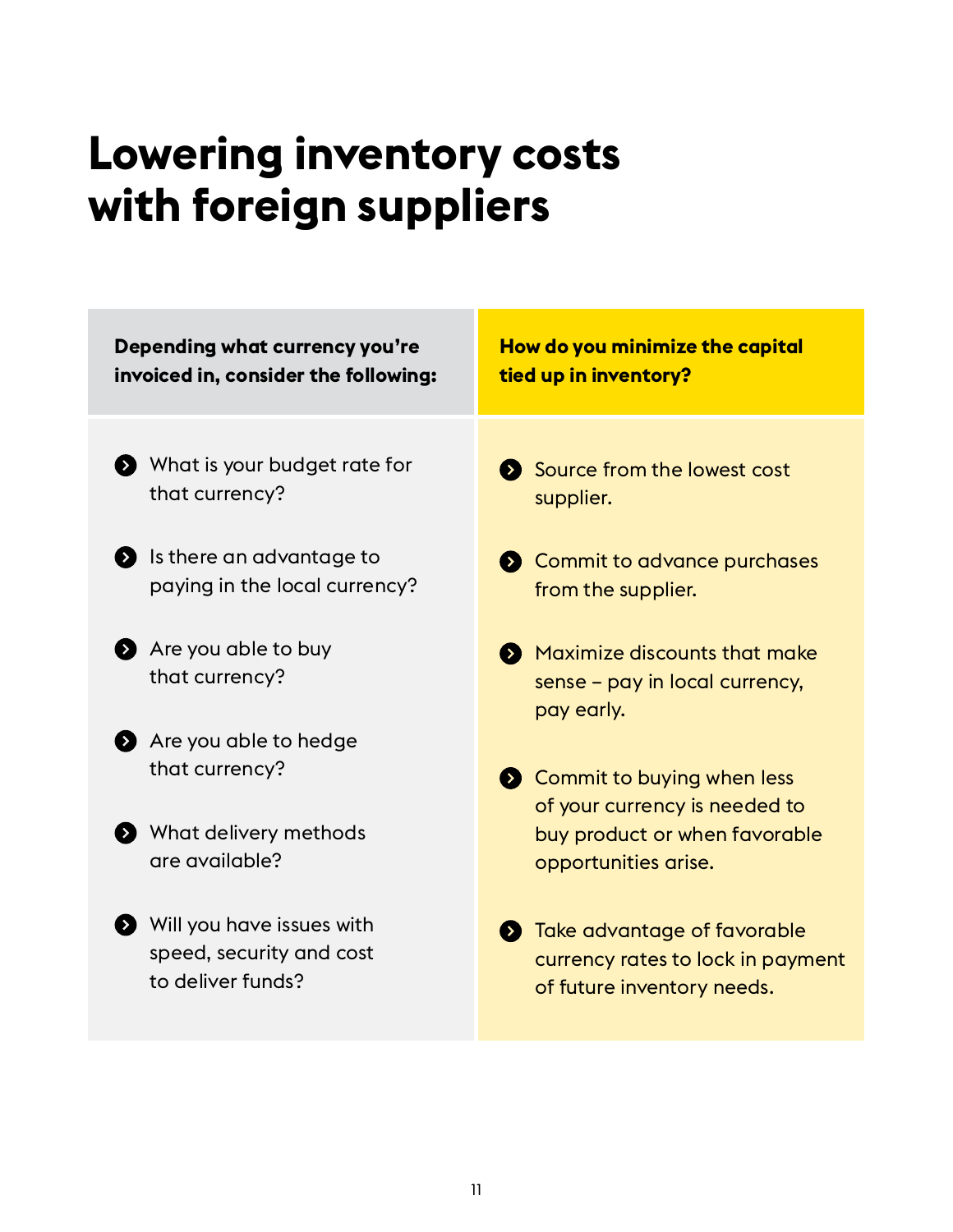# Lowering inventory costs with foreign suppliers

**Depending what currency you're invoiced in, consider the following:**

- What is your budget rate for that currency?
- Is there an advantage to paying in the local currency?
- Are you able to buy that currency?
- Are you able to hedge that currency?
- What delivery methods are available?
- Will you have issues with speed, security and cost to deliver funds?

**How do you minimize the capital tied up in inventory?**

- Source from the lowest cost supplier.
- Commit to advance purchases from the supplier.
- Maximize discounts that make sense – pay in local currency, pay early.
- Commit to buying when less of your currency is needed to buy product or when favorable opportunities arise.
- Take advantage of favorable currency rates to lock in payment of future inventory needs.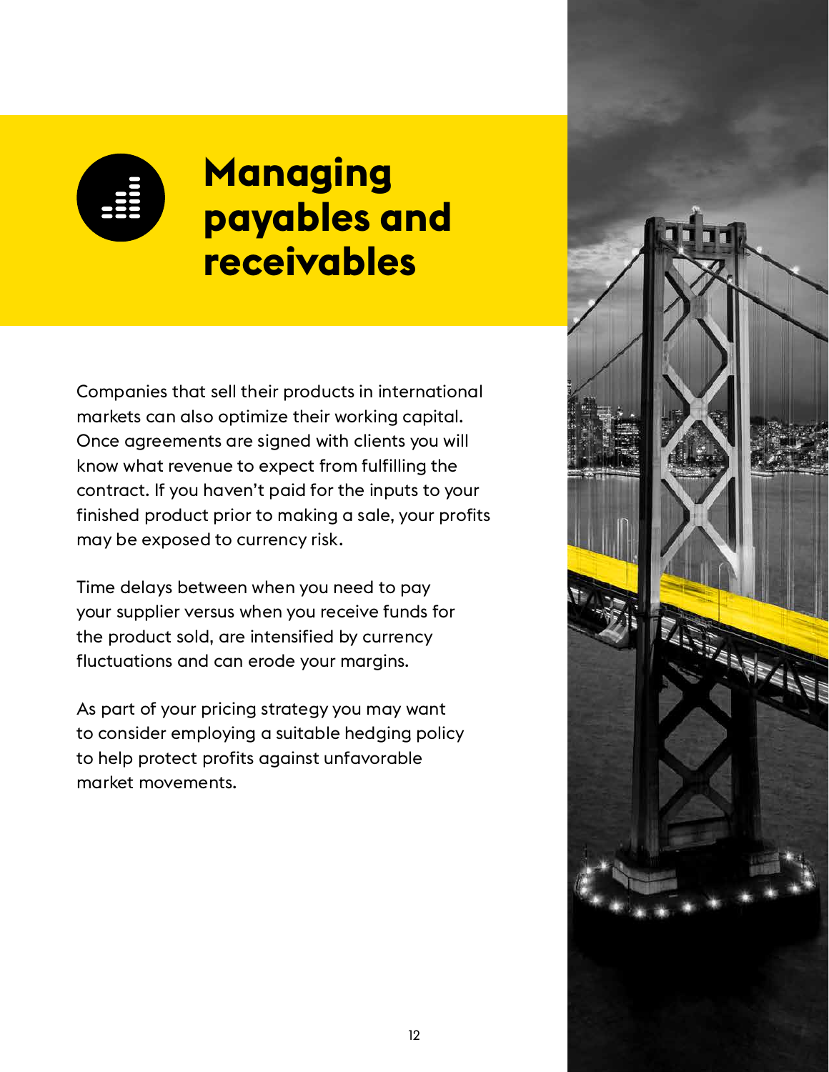# Managing payables and receivables

Companies that sell their products in international markets can also optimize their working capital. Once agreements are signed with clients you will know what revenue to expect from fulfilling the contract. If you haven't paid for the inputs to your finished product prior to making a sale, your profits may be exposed to currency risk.

Time delays between when you need to pay your supplier versus when you receive funds for the product sold, are intensified by currency fluctuations and can erode your margins.

As part of your pricing strategy you may want to consider employing a suitable hedging policy to help protect profits against unfavorable market movements.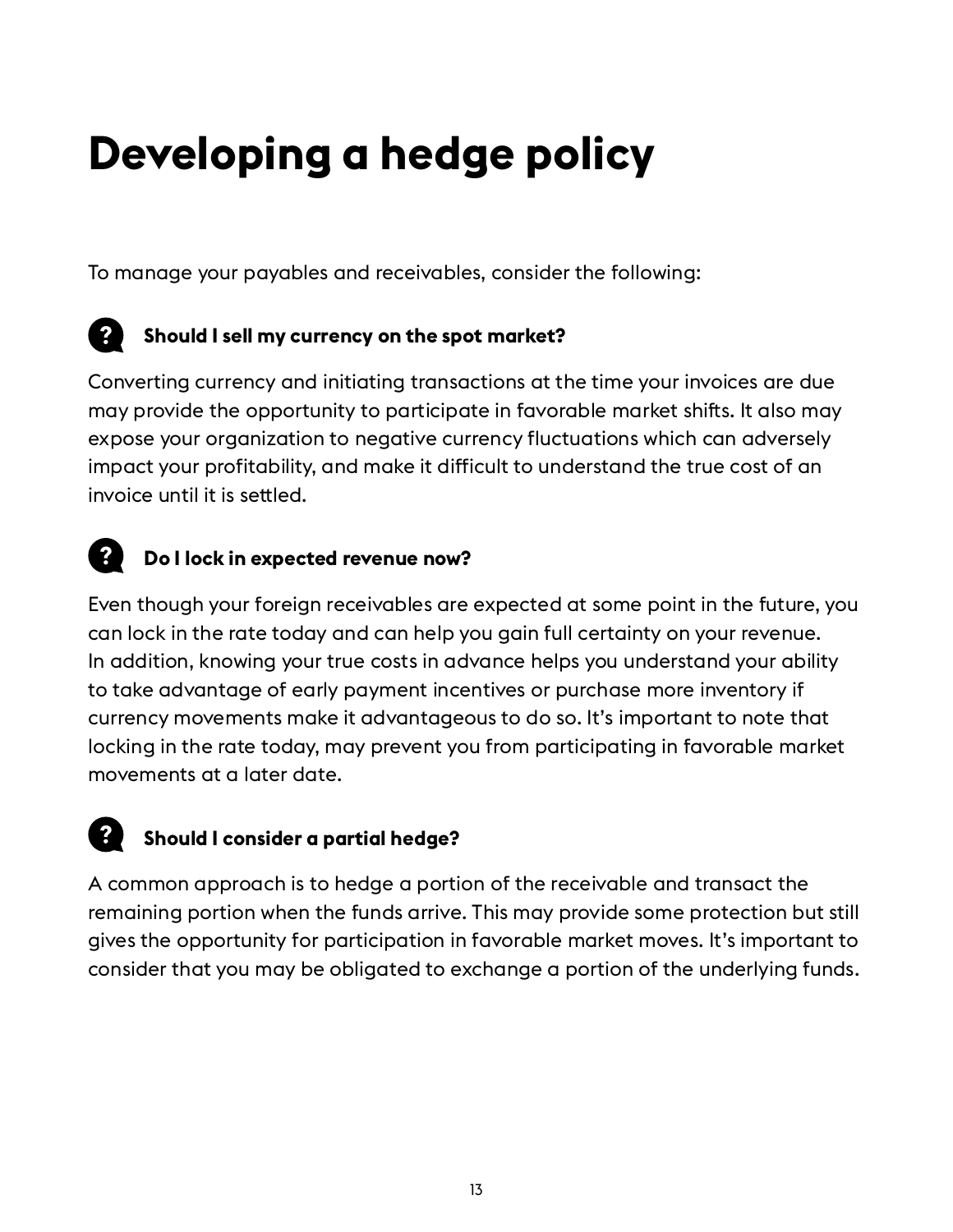# Developing a hedge policy

To manage your payables and receivables, consider the following:

### Should I sell my currency on the spot market?

Converting currency and initiating transactions at the time your invoices are due may provide the opportunity to participate in favorable market shifts. It also may expose your organization to negative currency fluctuations which can adversely impact your profitability, and make it difficult to understand the true cost of an invoice until it is settled.

### Do I lock in expected revenue now?

Even though your foreign receivables are expected at some point in the future, you can lock in the rate today and can help you gain full certainty on your revenue. In addition, knowing your true costs in advance helps you understand your ability to take advantage of early payment incentives or purchase more inventory if currency movements make it advantageous to do so. It's important to note that locking in the rate today, may prevent you from participating in favorable market movements at a later date.

### Should I consider a partial hedge?

A common approach is to hedge a portion of the receivable and transact the remaining portion when the funds arrive. This may provide some protection but still gives the opportunity for participation in favorable market moves. It's important to consider that you may be obligated to exchange a portion of the underlying funds.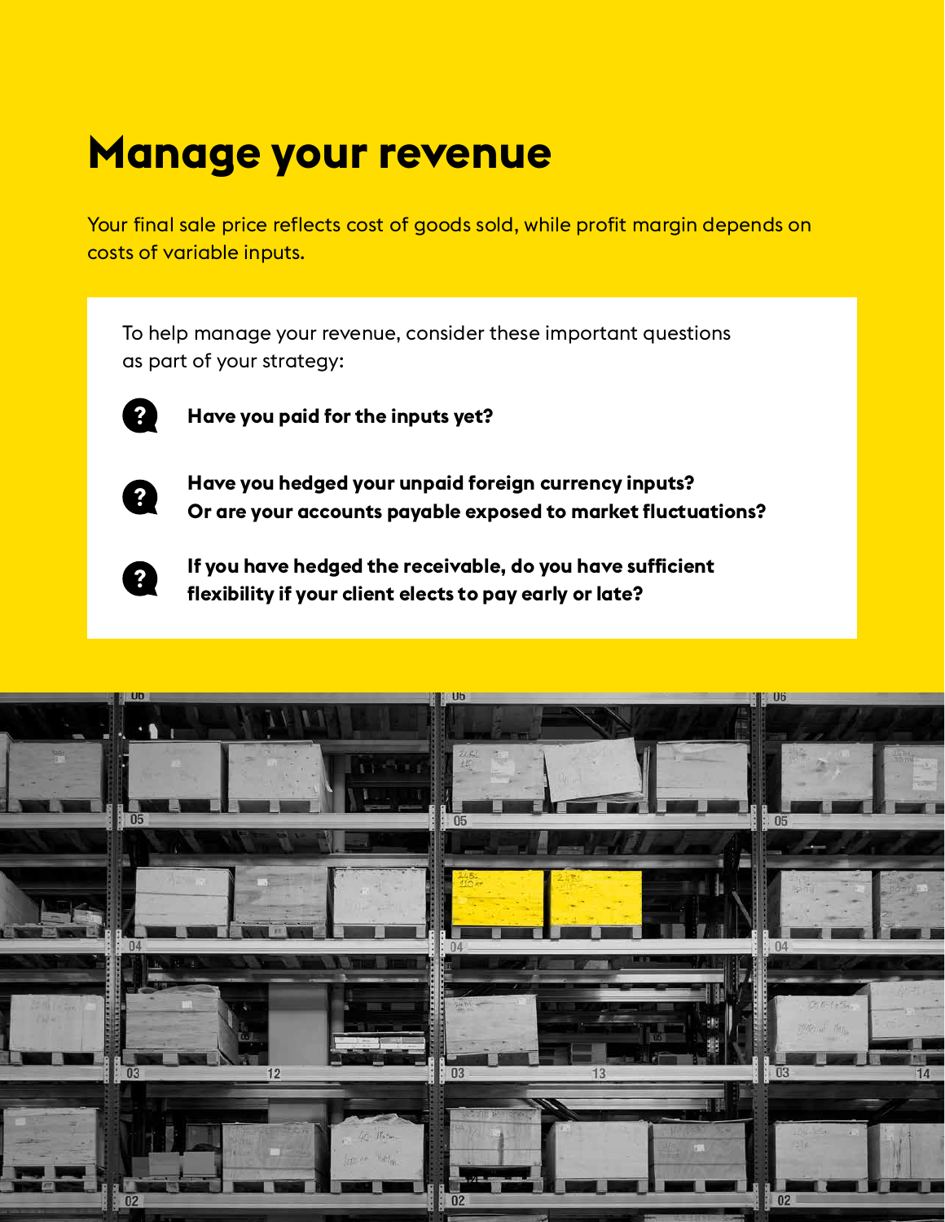# Manage your revenue

Your final sale price reflects cost of goods sold, while profit margin depends on costs of variable inputs.

To help manage your revenue, consider these important questions as part of your strategy:

- **Have you paid for the inputs yet?**
- **Have you hedged your unpaid foreign currency inputs? Or are your accounts payable exposed to market fluctuations?**
- **If you have hedged the receivable, do you have sufficient flexibility if your client elects to pay early or late?**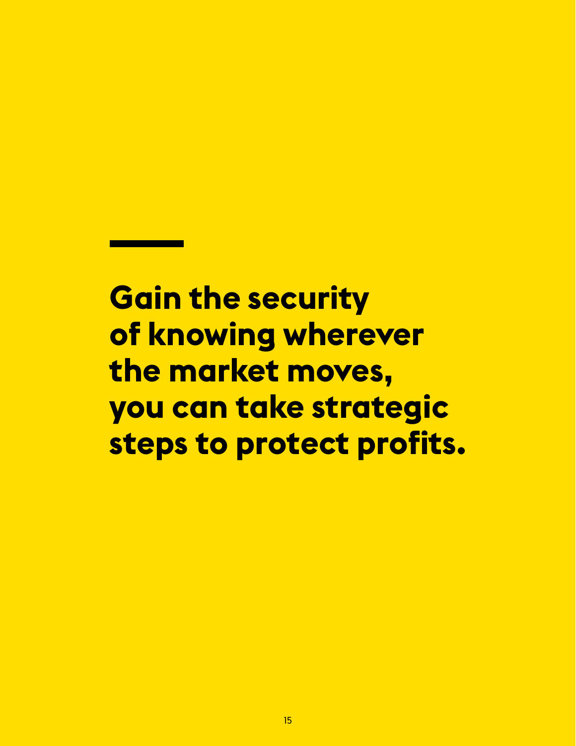**Gain the security of knowing wherever the market moves, you can take strategic steps to protect profits.**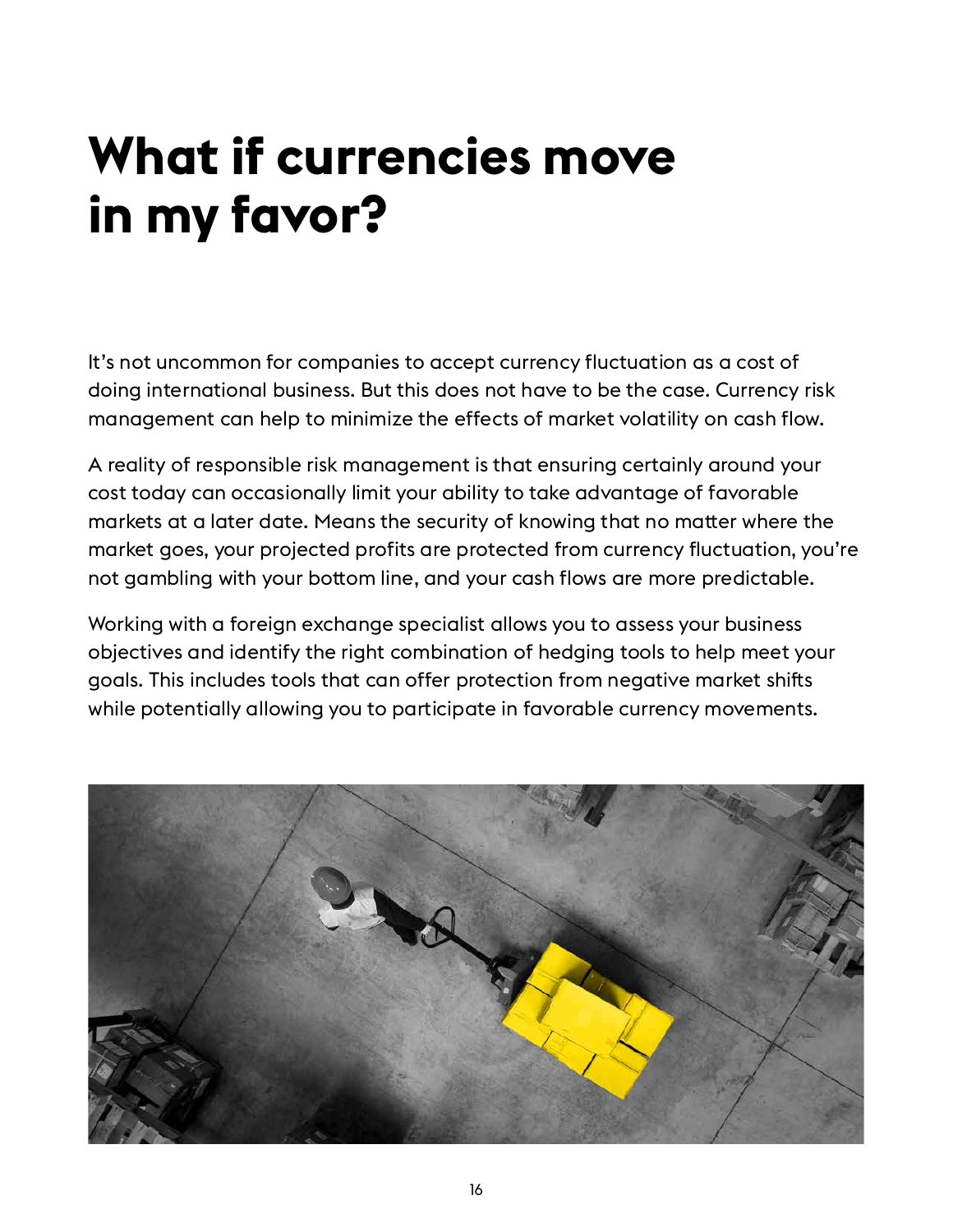# What if currencies move in my favor?

It's not uncommon for companies to accept currency fluctuation as a cost of doing international business. But this does not have to be the case. Currency risk management can help to minimize the effects of market volatility on cash flow.

A reality of responsible risk management is that ensuring certainly around your cost today can occasionally limit your ability to take advantage of favorable markets at a later date. Means the security of knowing that no matter where the market goes, your projected profits are protected from currency fluctuation, you're not gambling with your bottom line, and your cash flows are more predictable.

Working with a foreign exchange specialist allows you to assess your business objectives and identify the right combination of hedging tools to help meet your goals. This includes tools that can offer protection from negative market shifts while potentially allowing you to participate in favorable currency movements.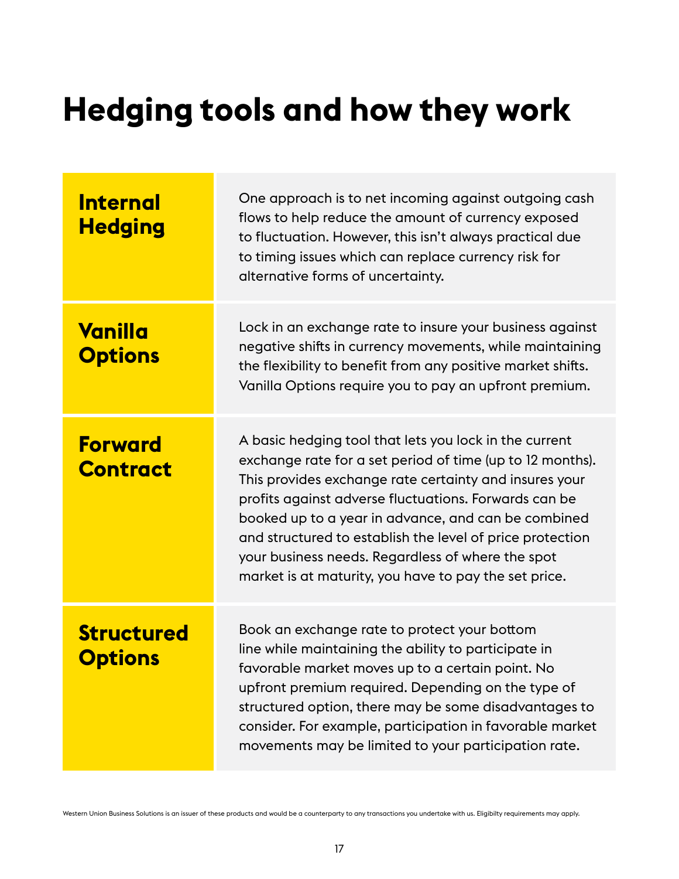# Hedging tools and how they work

| | |
|---|---|
| **Internal Hedging** | One approach is to net incoming against outgoing cash flows to help reduce the amount of currency exposed to fluctuation. However, this isn't always practical due to timing issues which can replace currency risk for alternative forms of uncertainty. |
| **Vanilla Options** | Lock in an exchange rate to insure your business against negative shifts in currency movements, while maintaining the flexibility to benefit from any positive market shifts. Vanilla Options require you to pay an upfront premium. |
| **Forward Contract** | A basic hedging tool that lets you lock in the current exchange rate for a set period of time (up to 12 months). This provides exchange rate certainty and insures your profits against adverse fluctuations. Forwards can be booked up to a year in advance, and can be combined and structured to establish the level of price protection your business needs. Regardless of where the spot market is at maturity, you have to pay the set price. |
| **Structured Options** | Book an exchange rate to protect your bottom line while maintaining the ability to participate in favorable market moves up to a certain point. No upfront premium required. Depending on the type of structured option, there may be some disadvantages to consider. For example, participation in favorable market movements may be limited to your participation rate. |

Western Union Business Solutions is an issuer of these products and would be a counterparty to any transactions you undertake with us. Eligibilty requirements may apply.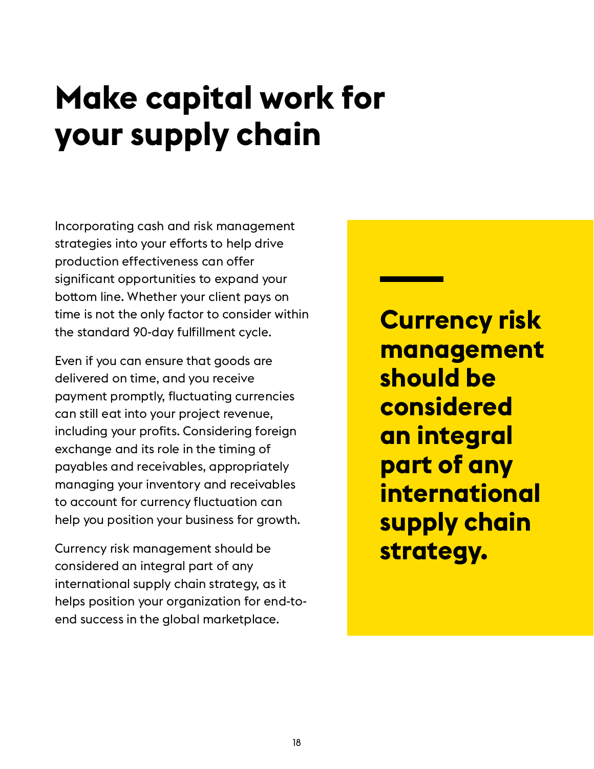# Make capital work for your supply chain

Incorporating cash and risk management strategies into your efforts to help drive production effectiveness can offer significant opportunities to expand your bottom line. Whether your client pays on time is not the only factor to consider within the standard 90-day fulfillment cycle.

Even if you can ensure that goods are delivered on time, and you receive payment promptly, fluctuating currencies can still eat into your project revenue, including your profits. Considering foreign exchange and its role in the timing of payables and receivables, appropriately managing your inventory and receivables to account for currency fluctuation can help you position your business for growth.

Currency risk management should be considered an integral part of any international supply chain strategy, as it helps position your organization for end-to-end success in the global marketplace.

**Currency risk management should be considered an integral part of any international supply chain strategy.**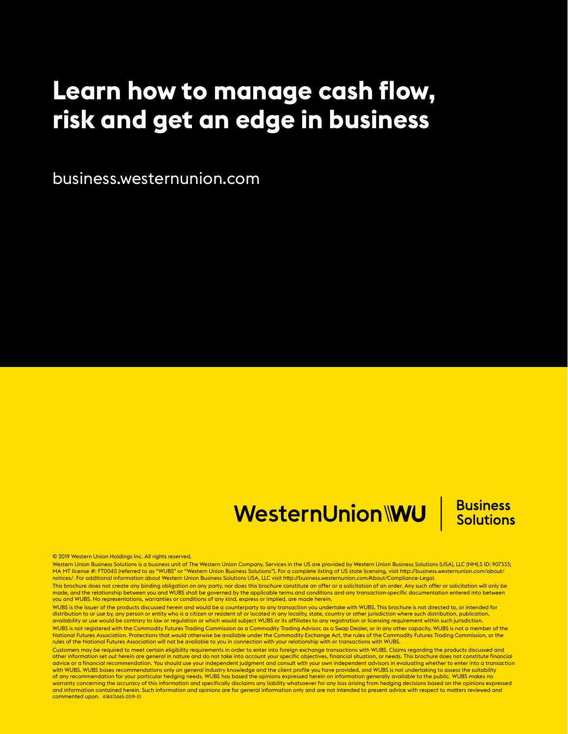# Learn how to manage cash flow, risk and get an edge in business

business.westernunion.com

WesternUnion WU | Business Solutions

© 2019 Western Union Holdings Inc. All rights reserved.

Western Union Business Solutions is a business unit of The Western Union Company. Services in the US are provided by Western Union Business Solutions (USA), LLC (NMLS ID: 907333; MA MT license #: FT0041) (referred to as "WUBS" or "Western Union Business Solutions"). For a complete listing of US state licensing, visit http://business.westernunion.com/about/notices/. For additional information about Western Union Business Solutions USA, LLC visit http://business.westernunion.com/About/Compliance-Legal.

This brochure does not create any binding obligation on any party, nor does this brochure constitute an offer or a solicitation of an order. Any such offer or solicitation will only be made, and the relationship between you and WUBS shall be governed by the applicable terms and conditions and any transaction-specific documentation entered into between you and WUBS. No representations, warranties or conditions of any kind, express or implied, are made herein.

WUBS is the issuer of the products discussed herein and would be a counterparty to any transaction you undertake with WUBS. This brochure is not directed to, or intended for distribution to or use by, any person or entity who is a citizen or resident of or located in any locality, state, country or other jurisdiction where such distribution, publication, availability or use would be contrary to law or regulation or which would subject WUBS or its affiliates to any registration or licensing requirement within such jurisdiction.

WUBS is not registered with the Commodity Futures Trading Commission as a Commodity Trading Advisor, as a Swap Dealer, or in any other capacity. WUBS is not a member of the National Futures Association. Protections that would otherwise be available under the Commodity Exchange Act, the rules of the Commodity Futures Trading Commission, or the rules of the National Futures Association will not be available to you in connection with your relationship with or transactions with WUBS.

Customers may be required to meet certain eligibility requirements in order to enter into foreign exchange transactions with WUBS. Claims regarding the products discussed and other information set out herein are general in nature and do not take into account your specific objectives, financial situation, or needs. This brochure does not constitute financial advice or a financial recommendation. You should use your independent judgment and consult with your own independent advisors in evaluating whether to enter into a transaction with WUBS. WUBS bases recommendations only on general industry knowledge and the client profile you have provided, and WUBS is not undertaking to assess the suitability of any recommendation for your particular hedging needs. WUBS has based the opinions expressed herein on information generally available to the public. WUBS makes no warranty concerning the accuracy of this information and specifically disclaims any liability whatsoever for any loss arising from hedging decisions based on the opinions expressed and information contained herein. Such information and opinions are for general information only and are not intended to present advice with respect to matters reviewed and commented upon. 418413465-2019-10